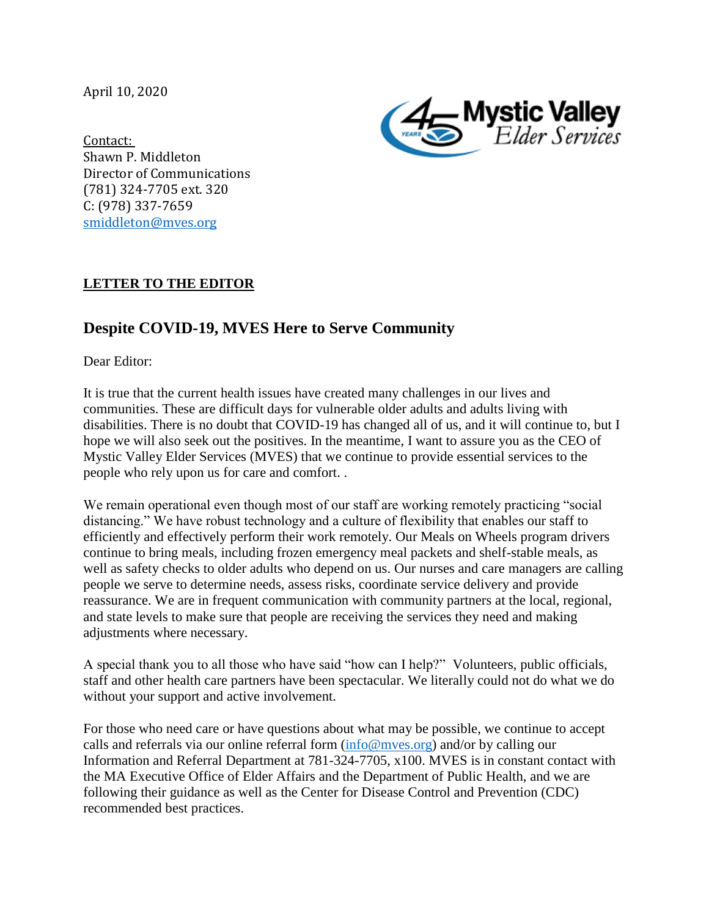April 10, 2020

Contact:
Shawn P. Middleton
Director of Communications
(781) 324-7705 ext. 320
C: (978) 337-7659
smiddleton@mves.org

Mystic Valley Elder Services

**LETTER TO THE EDITOR**

## Despite COVID-19, MVES Here to Serve Community

Dear Editor:

It is true that the current health issues have created many challenges in our lives and communities. These are difficult days for vulnerable older adults and adults living with disabilities. There is no doubt that COVID-19 has changed all of us, and it will continue to, but I hope we will also seek out the positives. In the meantime, I want to assure you as the CEO of Mystic Valley Elder Services (MVES) that we continue to provide essential services to the people who rely upon us for care and comfort. .

We remain operational even though most of our staff are working remotely practicing "social distancing." We have robust technology and a culture of flexibility that enables our staff to efficiently and effectively perform their work remotely. Our Meals on Wheels program drivers continue to bring meals, including frozen emergency meal packets and shelf-stable meals, as well as safety checks to older adults who depend on us. Our nurses and care managers are calling people we serve to determine needs, assess risks, coordinate service delivery and provide reassurance. We are in frequent communication with community partners at the local, regional, and state levels to make sure that people are receiving the services they need and making adjustments where necessary.

A special thank you to all those who have said "how can I help?" Volunteers, public officials, staff and other health care partners have been spectacular. We literally could not do what we do without your support and active involvement.

For those who need care or have questions about what may be possible, we continue to accept calls and referrals via our online referral form (info@mves.org) and/or by calling our Information and Referral Department at 781-324-7705, x100. MVES is in constant contact with the MA Executive Office of Elder Affairs and the Department of Public Health, and we are following their guidance as well as the Center for Disease Control and Prevention (CDC) recommended best practices.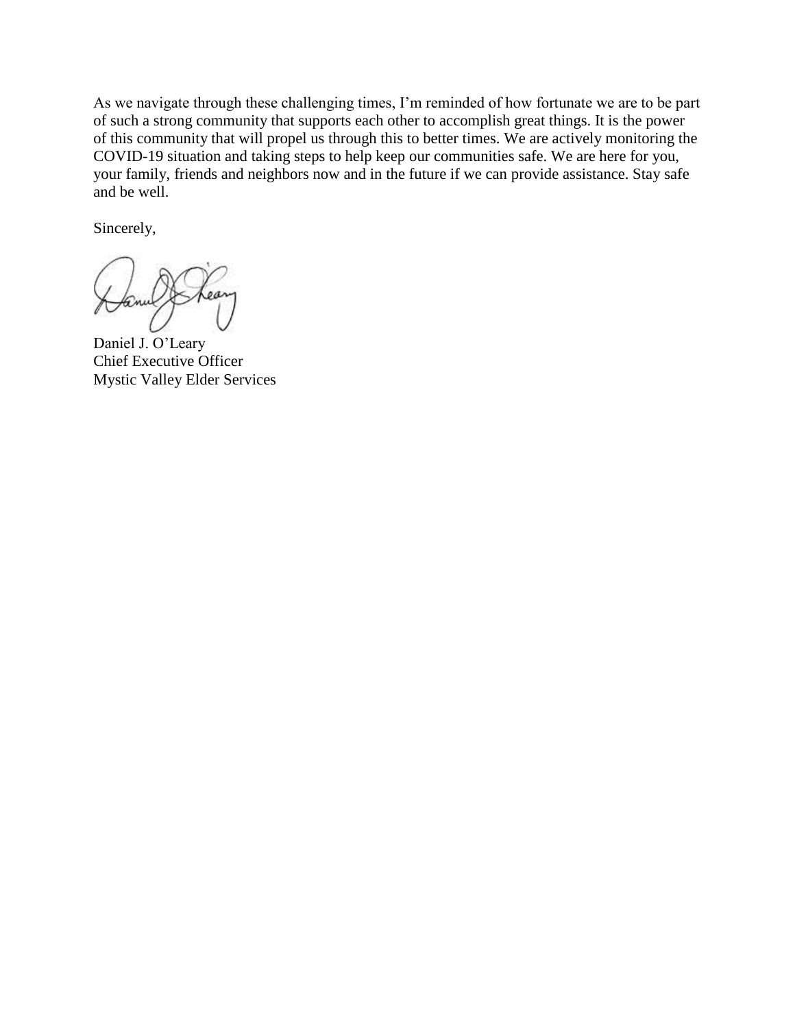As we navigate through these challenging times, I'm reminded of how fortunate we are to be part of such a strong community that supports each other to accomplish great things. It is the power of this community that will propel us through this to better times. We are actively monitoring the COVID-19 situation and taking steps to help keep our communities safe. We are here for you, your family, friends and neighbors now and in the future if we can provide assistance. Stay safe and be well.

Sincerely,

Daniel J. O'Leary  
Chief Executive Officer  
Mystic Valley Elder Services